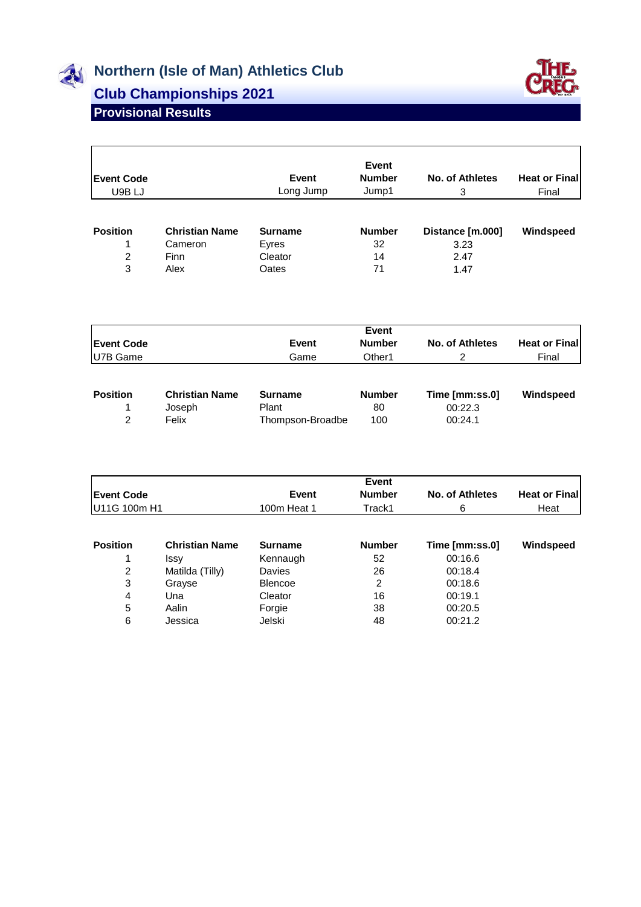# Northern (Isle of Man) Athletics Club

## Club Championships 2021

### Provisional Results

| Event Code | Event | Event Number | No. of Athletes | Heat or Final |
|---|---|---|---|---|
| U9B LJ | Long Jump | Jump1 | 3 | Final |

| Position | Christian Name | Surname | Number | Distance [m.000] | Windspeed |
|---|---|---|---|---|---|
| 1 | Cameron | Eyres | 32 | 3.23 | |
| 2 | Finn | Cleator | 14 | 2.47 | |
| 3 | Alex | Oates | 71 | 1.47 | |

| Event Code | Event | Event Number | No. of Athletes | Heat or Final |
|---|---|---|---|---|
| U7B Game | Game | Other1 | 2 | Final |

| Position | Christian Name | Surname | Number | Time [mm:ss.0] | Windspeed |
|---|---|---|---|---|---|
| 1 | Joseph | Plant | 80 | 00:22.3 | |
| 2 | Felix | Thompson-Broadbe | 100 | 00:24.1 | |

| Event Code | Event | Event Number | No. of Athletes | Heat or Final |
|---|---|---|---|---|
| U11G 100m H1 | 100m Heat 1 | Track1 | 6 | Heat |

| Position | Christian Name | Surname | Number | Time [mm:ss.0] | Windspeed |
|---|---|---|---|---|---|
| 1 | Issy | Kennaugh | 52 | 00:16.6 | |
| 2 | Matilda (Tilly) | Davies | 26 | 00:18.4 | |
| 3 | Grayse | Blencoe | 2 | 00:18.6 | |
| 4 | Una | Cleator | 16 | 00:19.1 | |
| 5 | Aalin | Forgie | 38 | 00:20.5 | |
| 6 | Jessica | Jelski | 48 | 00:21.2 | |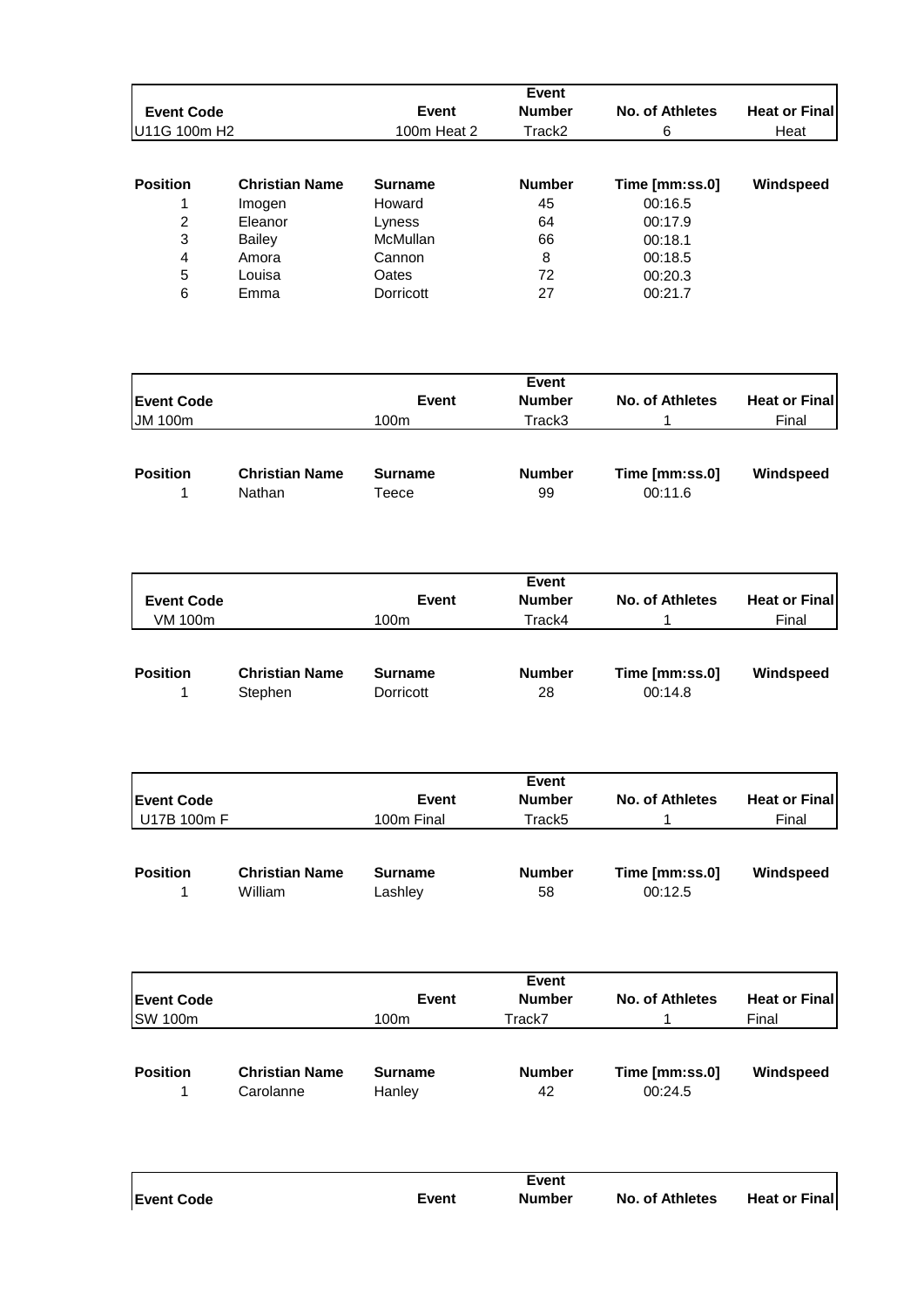| Event Code | Event | Event Number | No. of Athletes | Heat or Final |
|---|---|---|---|---|
| U11G 100m H2 | 100m Heat 2 | Track2 | 6 | Heat |

| Position | Christian Name | Surname | Number | Time [mm:ss.0] | Windspeed |
|---|---|---|---|---|---|
| 1 | Imogen | Howard | 45 | 00:16.5 | |
| 2 | Eleanor | Lyness | 64 | 00:17.9 | |
| 3 | Bailey | McMullan | 66 | 00:18.1 | |
| 4 | Amora | Cannon | 8 | 00:18.5 | |
| 5 | Louisa | Oates | 72 | 00:20.3 | |
| 6 | Emma | Dorricott | 27 | 00:21.7 | |

| Event Code | Event | Event Number | No. of Athletes | Heat or Final |
|---|---|---|---|---|
| JM 100m | 100m | Track3 | 1 | Final |

| Position | Christian Name | Surname | Number | Time [mm:ss.0] | Windspeed |
|---|---|---|---|---|---|
| 1 | Nathan | Teece | 99 | 00:11.6 | |

| Event Code | Event | Event Number | No. of Athletes | Heat or Final |
|---|---|---|---|---|
| VM 100m | 100m | Track4 | 1 | Final |

| Position | Christian Name | Surname | Number | Time [mm:ss.0] | Windspeed |
|---|---|---|---|---|---|
| 1 | Stephen | Dorricott | 28 | 00:14.8 | |

| Event Code | Event | Event Number | No. of Athletes | Heat or Final |
|---|---|---|---|---|
| U17B 100m F | 100m Final | Track5 | 1 | Final |

| Position | Christian Name | Surname | Number | Time [mm:ss.0] | Windspeed |
|---|---|---|---|---|---|
| 1 | William | Lashley | 58 | 00:12.5 | |

| Event Code | Event | Event Number | No. of Athletes | Heat or Final |
|---|---|---|---|---|
| SW 100m | 100m | Track7 | 1 | Final |

| Position | Christian Name | Surname | Number | Time [mm:ss.0] | Windspeed |
|---|---|---|---|---|---|
| 1 | Carolanne | Hanley | 42 | 00:24.5 | |

| Event Code | Event | Event Number | No. of Athletes | Heat or Final |
|---|---|---|---|---|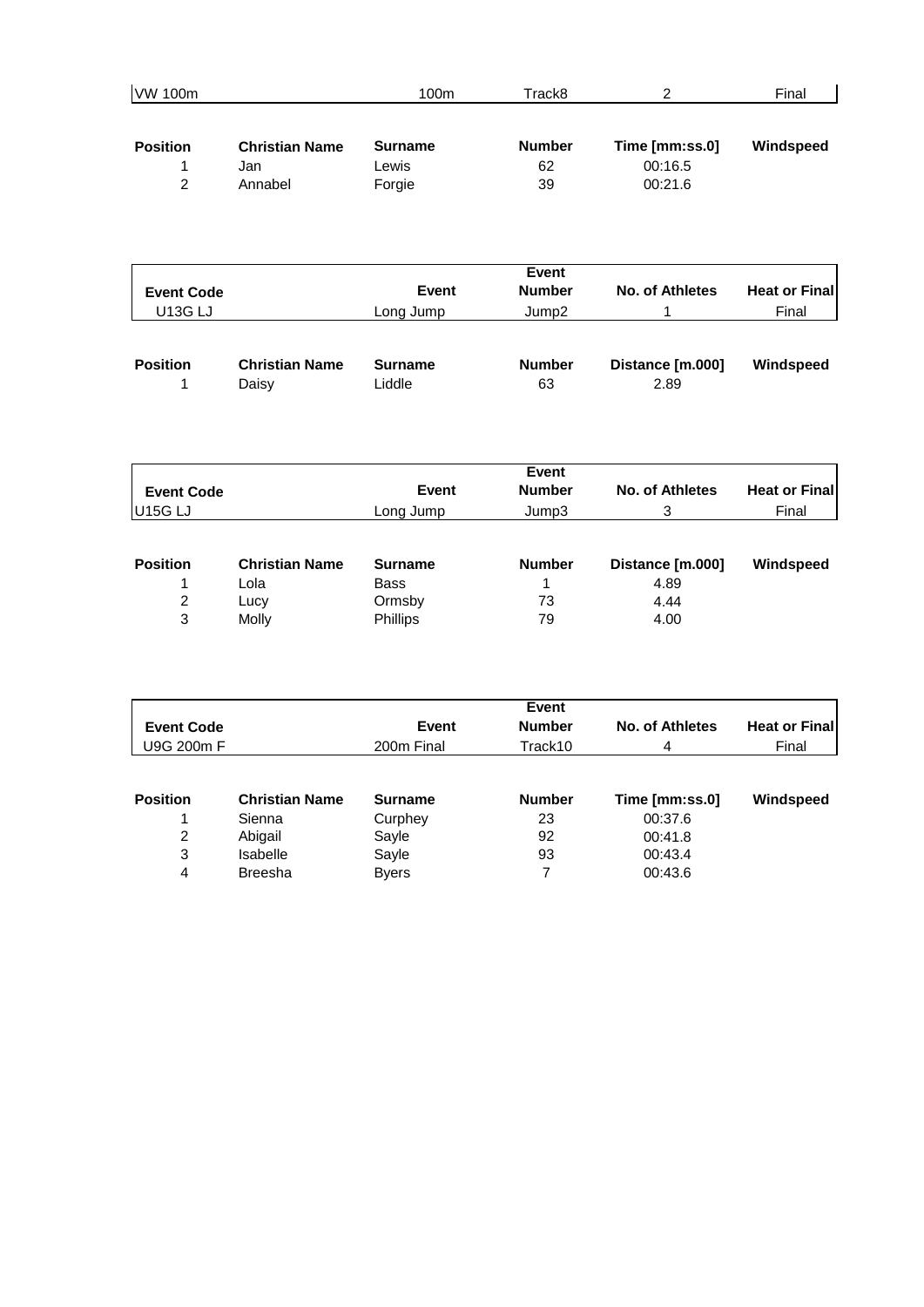| VW 100m | | 100m | Track8 | 2 | Final |
|---|---|---|---|---|---|

| Position | Christian Name | Surname | Number | Time [mm:ss.0] | Windspeed |
|---|---|---|---|---|---|
| 1 | Jan | Lewis | 62 | 00:16.5 | |
| 2 | Annabel | Forgie | 39 | 00:21.6 | |

| Event Code | | Event | Event Number | No. of Athletes | Heat or Final |
|---|---|---|---|---|---|
| U13G LJ | | Long Jump | Jump2 | 1 | Final |

| Position | Christian Name | Surname | Number | Distance [m.000] | Windspeed |
|---|---|---|---|---|---|
| 1 | Daisy | Liddle | 63 | 2.89 | |

| Event Code | | Event | Event Number | No. of Athletes | Heat or Final |
|---|---|---|---|---|---|
| U15G LJ | | Long Jump | Jump3 | 3 | Final |

| Position | Christian Name | Surname | Number | Distance [m.000] | Windspeed |
|---|---|---|---|---|---|
| 1 | Lola | Bass | 1 | 4.89 | |
| 2 | Lucy | Ormsby | 73 | 4.44 | |
| 3 | Molly | Phillips | 79 | 4.00 | |

| Event Code | | Event | Event Number | No. of Athletes | Heat or Final |
|---|---|---|---|---|---|
| U9G 200m F | | 200m Final | Track10 | 4 | Final |

| Position | Christian Name | Surname | Number | Time [mm:ss.0] | Windspeed |
|---|---|---|---|---|---|
| 1 | Sienna | Curphey | 23 | 00:37.6 | |
| 2 | Abigail | Sayle | 92 | 00:41.8 | |
| 3 | Isabelle | Sayle | 93 | 00:43.4 | |
| 4 | Breesha | Byers | 7 | 00:43.6 | |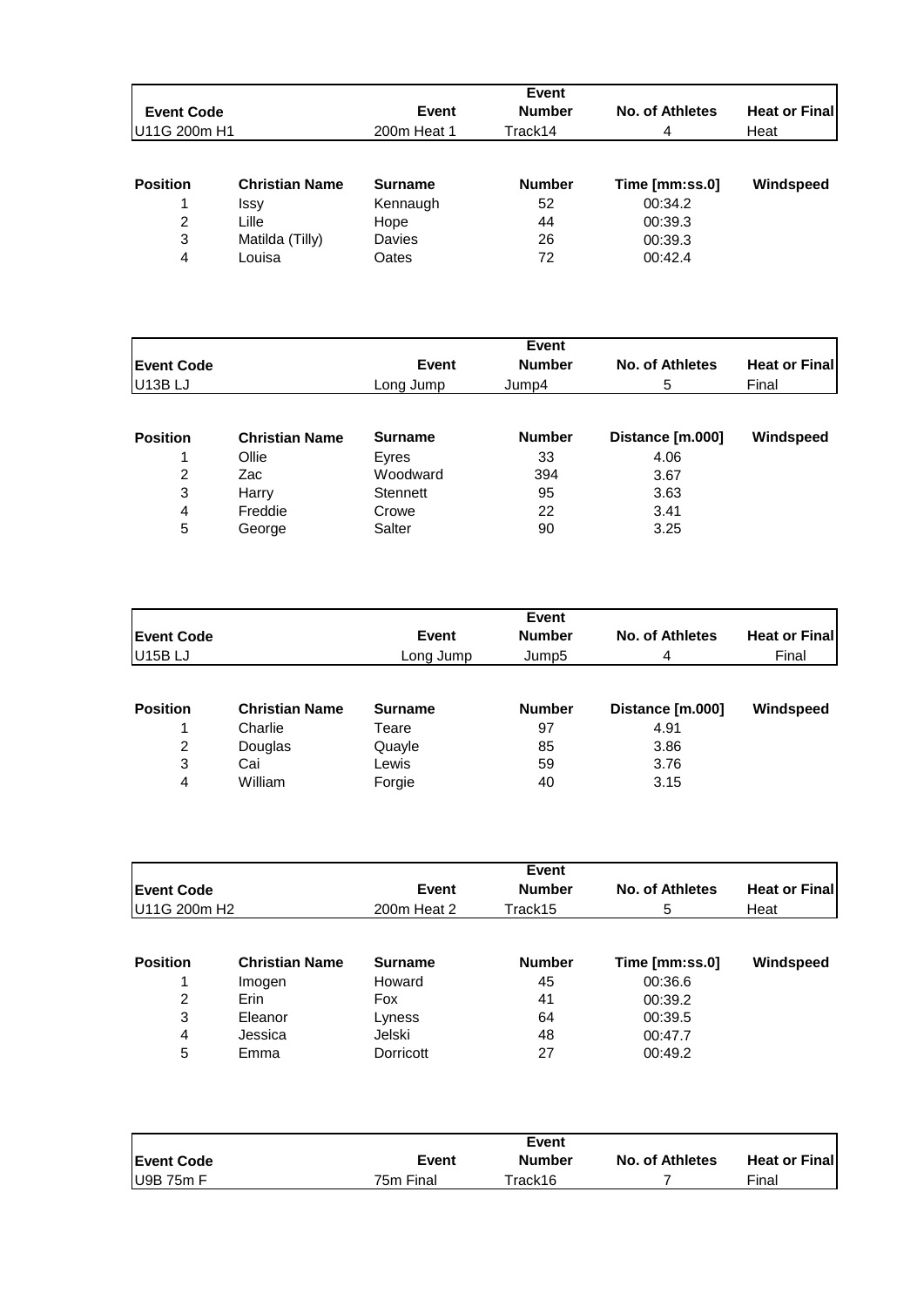| Event Code | | Event | Event Number | No. of Athletes | Heat or Final |
|---|---|---|---|---|---|
| U11G 200m H1 | | 200m Heat 1 | Track14 | 4 | Heat |

| Position | Christian Name | Surname | Number | Time [mm:ss.0] | Windspeed |
|---|---|---|---|---|---|
| 1 | Issy | Kennaugh | 52 | 00:34.2 | |
| 2 | Lille | Hope | 44 | 00:39.3 | |
| 3 | Matilda (Tilly) | Davies | 26 | 00:39.3 | |
| 4 | Louisa | Oates | 72 | 00:42.4 | |

| Event Code | | Event | Event Number | No. of Athletes | Heat or Final |
|---|---|---|---|---|---|
| U13B LJ | | Long Jump | Jump4 | 5 | Final |

| Position | Christian Name | Surname | Number | Distance [m.000] | Windspeed |
|---|---|---|---|---|---|
| 1 | Ollie | Eyres | 33 | 4.06 | |
| 2 | Zac | Woodward | 394 | 3.67 | |
| 3 | Harry | Stennett | 95 | 3.63 | |
| 4 | Freddie | Crowe | 22 | 3.41 | |
| 5 | George | Salter | 90 | 3.25 | |

| Event Code | | Event | Event Number | No. of Athletes | Heat or Final |
|---|---|---|---|---|---|
| U15B LJ | | Long Jump | Jump5 | 4 | Final |

| Position | Christian Name | Surname | Number | Distance [m.000] | Windspeed |
|---|---|---|---|---|---|
| 1 | Charlie | Teare | 97 | 4.91 | |
| 2 | Douglas | Quayle | 85 | 3.86 | |
| 3 | Cai | Lewis | 59 | 3.76 | |
| 4 | William | Forgie | 40 | 3.15 | |

| Event Code | | Event | Event Number | No. of Athletes | Heat or Final |
|---|---|---|---|---|---|
| U11G 200m H2 | | 200m Heat 2 | Track15 | 5 | Heat |

| Position | Christian Name | Surname | Number | Time [mm:ss.0] | Windspeed |
|---|---|---|---|---|---|
| 1 | Imogen | Howard | 45 | 00:36.6 | |
| 2 | Erin | Fox | 41 | 00:39.2 | |
| 3 | Eleanor | Lyness | 64 | 00:39.5 | |
| 4 | Jessica | Jelski | 48 | 00:47.7 | |
| 5 | Emma | Dorricott | 27 | 00:49.2 | |

| Event Code | | Event | Event Number | No. of Athletes | Heat or Final |
|---|---|---|---|---|---|
| U9B 75m F | | 75m Final | Track16 | 7 | Final |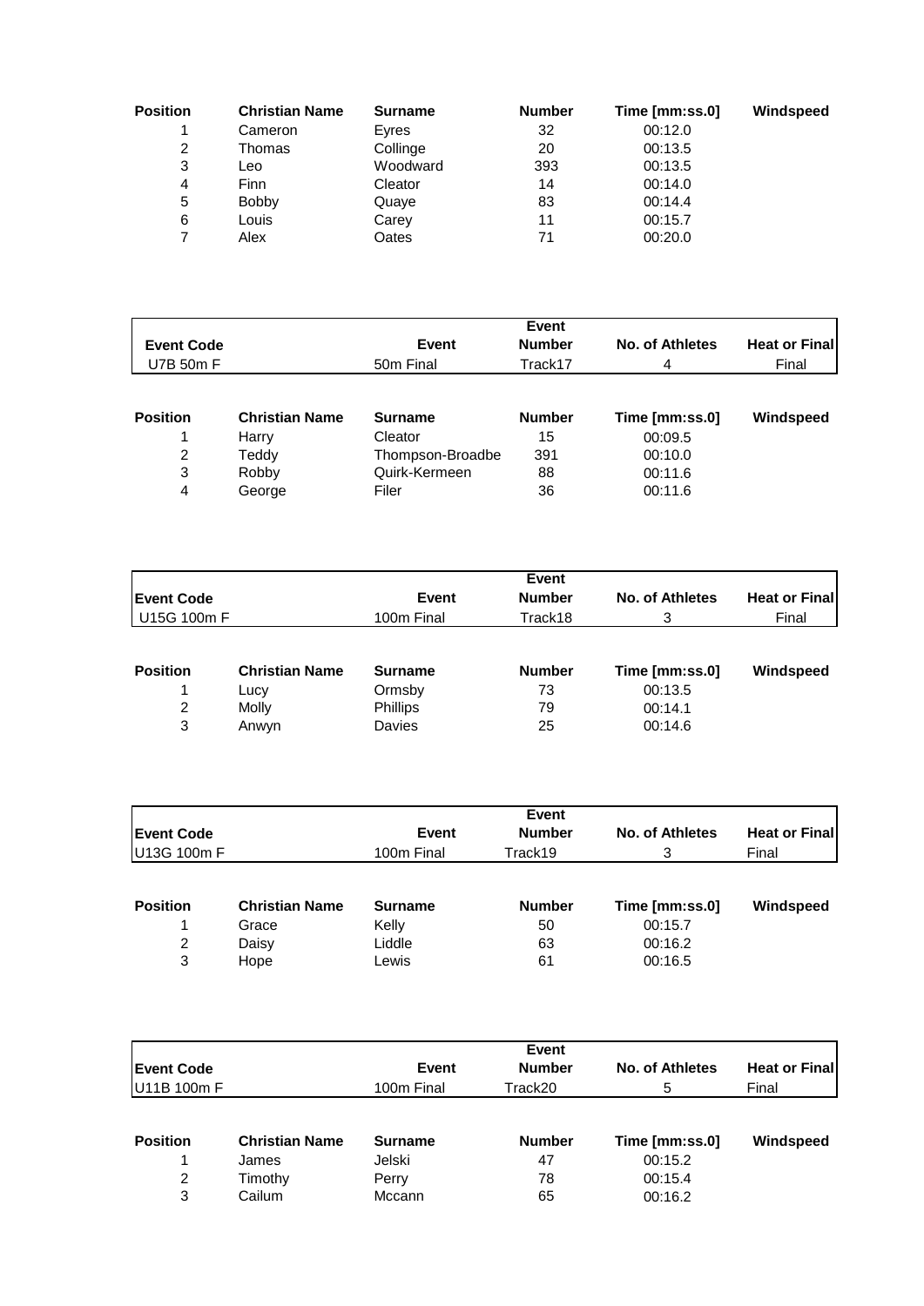| Position | Christian Name | Surname | Number | Time [mm:ss.0] | Windspeed |
|---|---|---|---|---|---|
| 1 | Cameron | Eyres | 32 | 00:12.0 | |
| 2 | Thomas | Collinge | 20 | 00:13.5 | |
| 3 | Leo | Woodward | 393 | 00:13.5 | |
| 4 | Finn | Cleator | 14 | 00:14.0 | |
| 5 | Bobby | Quaye | 83 | 00:14.4 | |
| 6 | Louis | Carey | 11 | 00:15.7 | |
| 7 | Alex | Oates | 71 | 00:20.0 | |

| Event Code | Event | Event Number | No. of Athletes | Heat or Final |
|---|---|---|---|---|
| U7B 50m F | 50m Final | Track17 | 4 | Final |

| Position | Christian Name | Surname | Number | Time [mm:ss.0] | Windspeed |
|---|---|---|---|---|---|
| 1 | Harry | Cleator | 15 | 00:09.5 | |
| 2 | Teddy | Thompson-Broadbe | 391 | 00:10.0 | |
| 3 | Robby | Quirk-Kermeen | 88 | 00:11.6 | |
| 4 | George | Filer | 36 | 00:11.6 | |

| Event Code | Event | Event Number | No. of Athletes | Heat or Final |
|---|---|---|---|---|
| U15G 100m F | 100m Final | Track18 | 3 | Final |

| Position | Christian Name | Surname | Number | Time [mm:ss.0] | Windspeed |
|---|---|---|---|---|---|
| 1 | Lucy | Ormsby | 73 | 00:13.5 | |
| 2 | Molly | Phillips | 79 | 00:14.1 | |
| 3 | Anwyn | Davies | 25 | 00:14.6 | |

| Event Code | Event | Event Number | No. of Athletes | Heat or Final |
|---|---|---|---|---|
| U13G 100m F | 100m Final | Track19 | 3 | Final |

| Position | Christian Name | Surname | Number | Time [mm:ss.0] | Windspeed |
|---|---|---|---|---|---|
| 1 | Grace | Kelly | 50 | 00:15.7 | |
| 2 | Daisy | Liddle | 63 | 00:16.2 | |
| 3 | Hope | Lewis | 61 | 00:16.5 | |

| Event Code | Event | Event Number | No. of Athletes | Heat or Final |
|---|---|---|---|---|
| U11B 100m F | 100m Final | Track20 | 5 | Final |

| Position | Christian Name | Surname | Number | Time [mm:ss.0] | Windspeed |
|---|---|---|---|---|---|
| 1 | James | Jelski | 47 | 00:15.2 | |
| 2 | Timothy | Perry | 78 | 00:15.4 | |
| 3 | Cailum | Mccann | 65 | 00:16.2 | |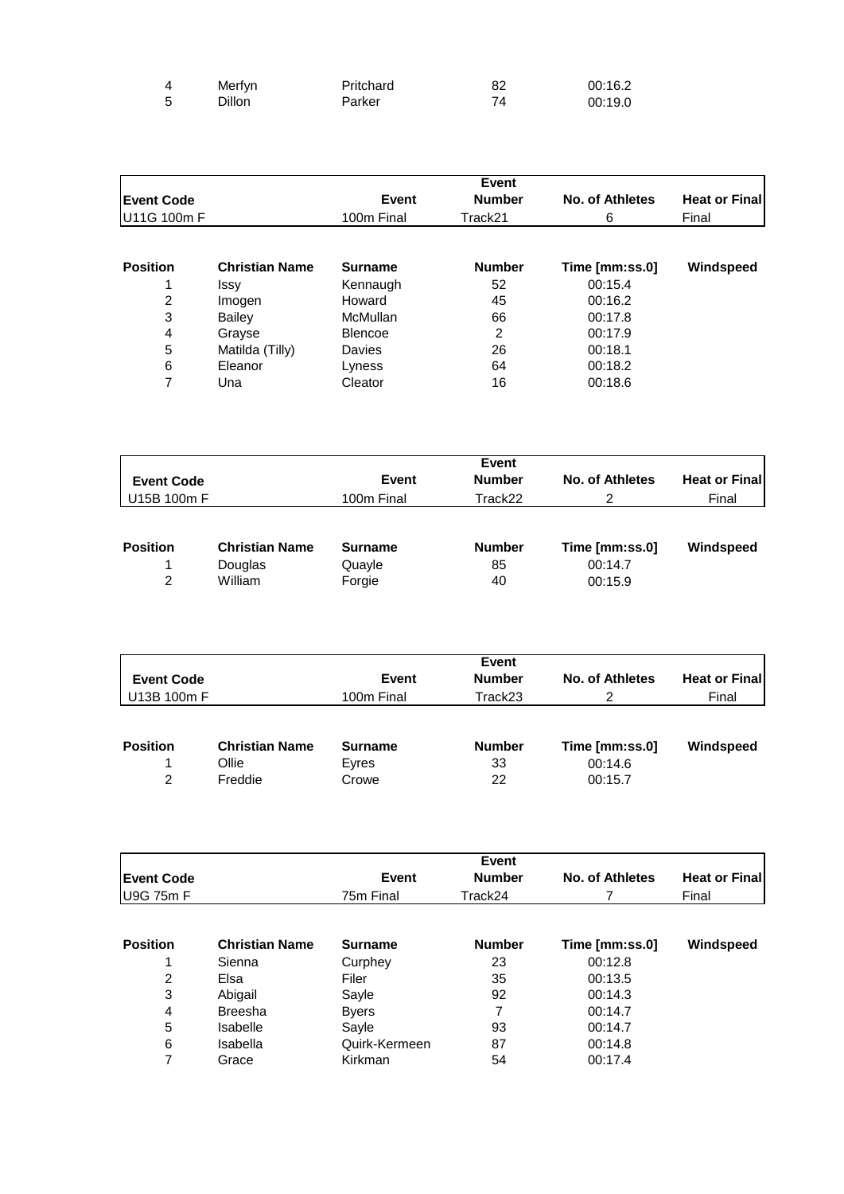| 4 | Merfyn | Pritchard | 82 | 00:16.2 | |
|---|---|---|---|---|---|
| 5 | Dillon | Parker | 74 | 00:19.0 | |

| Event Code | | Event | Event Number | No. of Athletes | Heat or Final |
|---|---|---|---|---|---|
| U11G 100m F | | 100m Final | Track21 | 6 | Final |

| Position | Christian Name | Surname | Number | Time [mm:ss.0] | Windspeed |
|---|---|---|---|---|---|
| 1 | Issy | Kennaugh | 52 | 00:15.4 | |
| 2 | Imogen | Howard | 45 | 00:16.2 | |
| 3 | Bailey | McMullan | 66 | 00:17.8 | |
| 4 | Grayse | Blencoe | 2 | 00:17.9 | |
| 5 | Matilda (Tilly) | Davies | 26 | 00:18.1 | |
| 6 | Eleanor | Lyness | 64 | 00:18.2 | |
| 7 | Una | Cleator | 16 | 00:18.6 | |

| Event Code | | Event | Event Number | No. of Athletes | Heat or Final |
|---|---|---|---|---|---|
| U15B 100m F | | 100m Final | Track22 | 2 | Final |

| Position | Christian Name | Surname | Number | Time [mm:ss.0] | Windspeed |
|---|---|---|---|---|---|
| 1 | Douglas | Quayle | 85 | 00:14.7 | |
| 2 | William | Forgie | 40 | 00:15.9 | |

| Event Code | | Event | Event Number | No. of Athletes | Heat or Final |
|---|---|---|---|---|---|
| U13B 100m F | | 100m Final | Track23 | 2 | Final |

| Position | Christian Name | Surname | Number | Time [mm:ss.0] | Windspeed |
|---|---|---|---|---|---|
| 1 | Ollie | Eyres | 33 | 00:14.6 | |
| 2 | Freddie | Crowe | 22 | 00:15.7 | |

| Event Code | | Event | Event Number | No. of Athletes | Heat or Final |
|---|---|---|---|---|---|
| U9G 75m F | | 75m Final | Track24 | 7 | Final |

| Position | Christian Name | Surname | Number | Time [mm:ss.0] | Windspeed |
|---|---|---|---|---|---|
| 1 | Sienna | Curphey | 23 | 00:12.8 | |
| 2 | Elsa | Filer | 35 | 00:13.5 | |
| 3 | Abigail | Sayle | 92 | 00:14.3 | |
| 4 | Breesha | Byers | 7 | 00:14.7 | |
| 5 | Isabelle | Sayle | 93 | 00:14.7 | |
| 6 | Isabella | Quirk-Kermeen | 87 | 00:14.8 | |
| 7 | Grace | Kirkman | 54 | 00:17.4 | |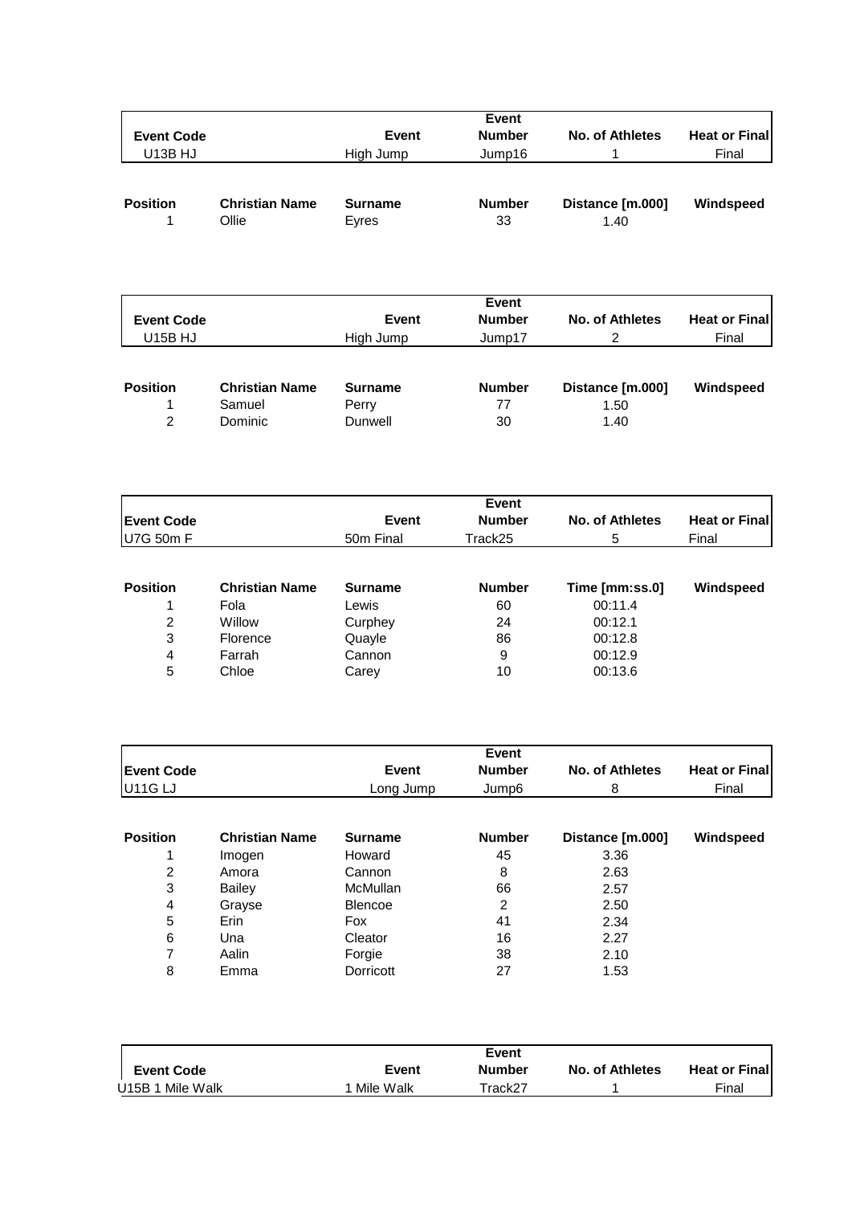| Event Code | | Event | Event Number | No. of Athletes | Heat or Final |
|---|---|---|---|---|---|
| U13B HJ | | High Jump | Jump16 | 1 | Final |

| Position | Christian Name | Surname | Number | Distance [m.000] | Windspeed |
|---|---|---|---|---|---|
| 1 | Ollie | Eyres | 33 | 1.40 | |

| Event Code | | Event | Event Number | No. of Athletes | Heat or Final |
|---|---|---|---|---|---|
| U15B HJ | | High Jump | Jump17 | 2 | Final |

| Position | Christian Name | Surname | Number | Distance [m.000] | Windspeed |
|---|---|---|---|---|---|
| 1 | Samuel | Perry | 77 | 1.50 | |
| 2 | Dominic | Dunwell | 30 | 1.40 | |

| Event Code | | Event | Event Number | No. of Athletes | Heat or Final |
|---|---|---|---|---|---|
| U7G 50m F | | 50m Final | Track25 | 5 | Final |

| Position | Christian Name | Surname | Number | Time [mm:ss.0] | Windspeed |
|---|---|---|---|---|---|
| 1 | Fola | Lewis | 60 | 00:11.4 | |
| 2 | Willow | Curphey | 24 | 00:12.1 | |
| 3 | Florence | Quayle | 86 | 00:12.8 | |
| 4 | Farrah | Cannon | 9 | 00:12.9 | |
| 5 | Chloe | Carey | 10 | 00:13.6 | |

| Event Code | | Event | Event Number | No. of Athletes | Heat or Final |
|---|---|---|---|---|---|
| U11G LJ | | Long Jump | Jump6 | 8 | Final |

| Position | Christian Name | Surname | Number | Distance [m.000] | Windspeed |
|---|---|---|---|---|---|
| 1 | Imogen | Howard | 45 | 3.36 | |
| 2 | Amora | Cannon | 8 | 2.63 | |
| 3 | Bailey | McMullan | 66 | 2.57 | |
| 4 | Grayse | Blencoe | 2 | 2.50 | |
| 5 | Erin | Fox | 41 | 2.34 | |
| 6 | Una | Cleator | 16 | 2.27 | |
| 7 | Aalin | Forgie | 38 | 2.10 | |
| 8 | Emma | Dorricott | 27 | 1.53 | |

| Event Code | | Event | Event Number | No. of Athletes | Heat or Final |
|---|---|---|---|---|---|
| U15B 1 Mile Walk | | 1 Mile Walk | Track27 | 1 | Final |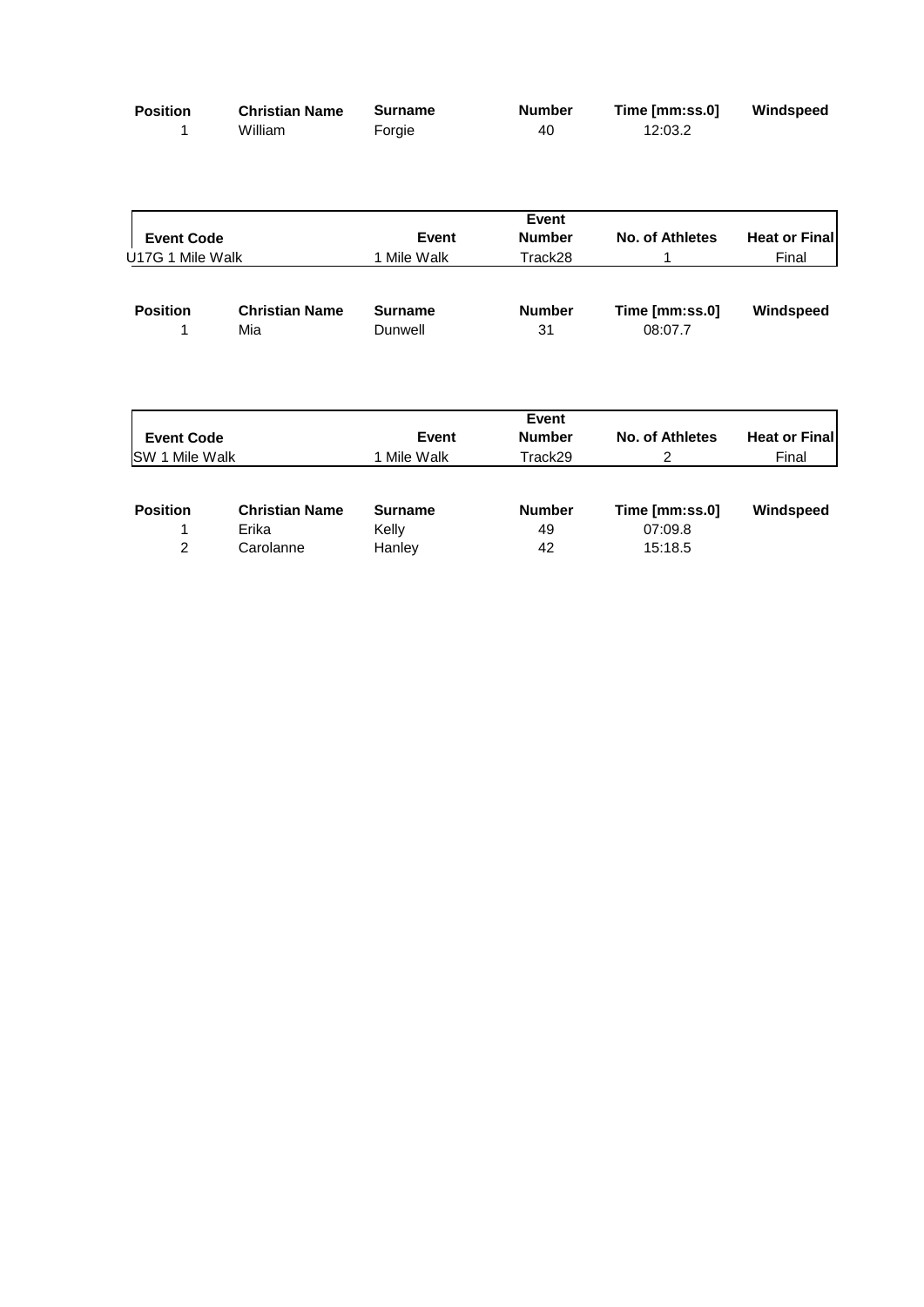| Position | Christian Name | Surname | Number | Time [mm:ss.0] | Windspeed |
|---|---|---|---|---|---|
| 1 | William | Forgie | 40 | 12:03.2 | |

| Event Code | Event | Event Number | No. of Athletes | Heat or Final |
|---|---|---|---|---|
| U17G 1 Mile Walk | 1 Mile Walk | Track28 | 1 | Final |

| Position | Christian Name | Surname | Number | Time [mm:ss.0] | Windspeed |
|---|---|---|---|---|---|
| 1 | Mia | Dunwell | 31 | 08:07.7 | |

| Event Code | Event | Event Number | No. of Athletes | Heat or Final |
|---|---|---|---|---|
| SW 1 Mile Walk | 1 Mile Walk | Track29 | 2 | Final |

| Position | Christian Name | Surname | Number | Time [mm:ss.0] | Windspeed |
|---|---|---|---|---|---|
| 1 | Erika | Kelly | 49 | 07:09.8 | |
| 2 | Carolanne | Hanley | 42 | 15:18.5 | |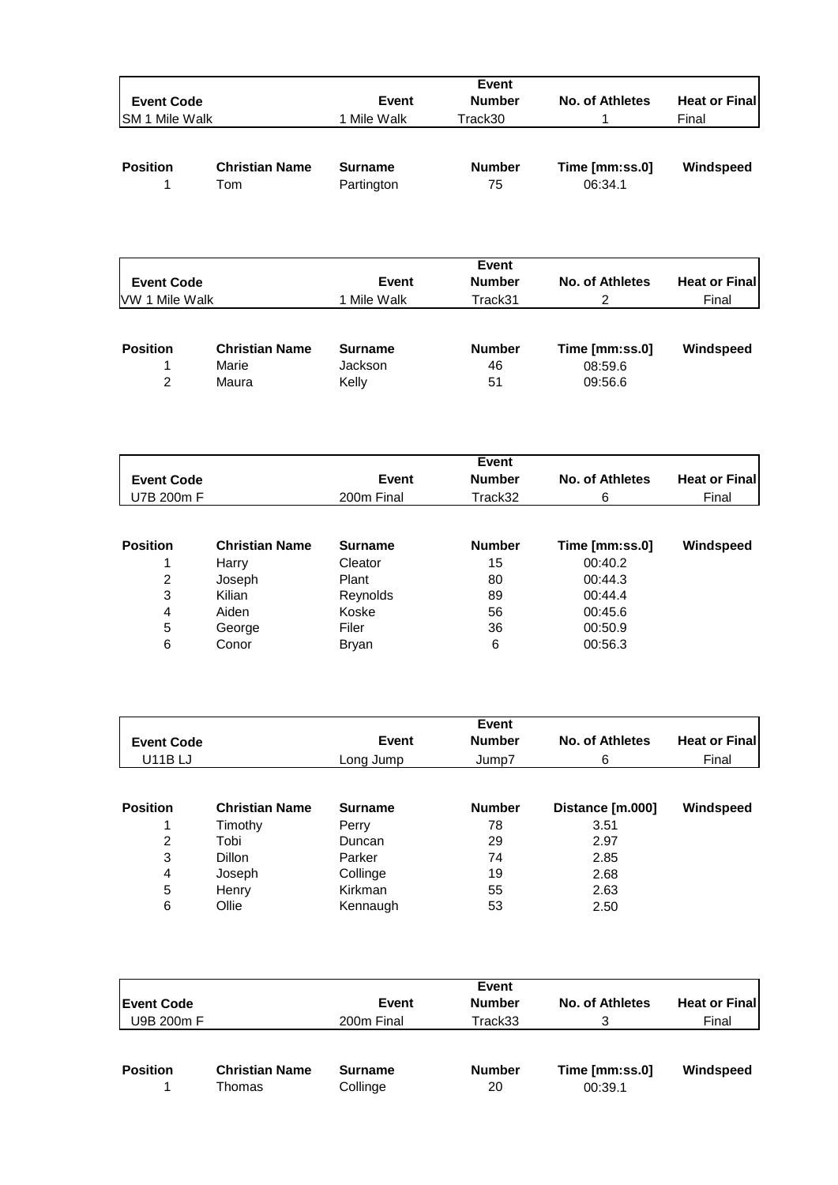| Event Code | Event | Event Number | No. of Athletes | Heat or Final |
|---|---|---|---|---|
| SM 1 Mile Walk | 1 Mile Walk | Track30 | 1 | Final |

| Position | Christian Name | Surname | Number | Time [mm:ss.0] | Windspeed |
|---|---|---|---|---|---|
| 1 | Tom | Partington | 75 | 06:34.1 | |

| Event Code | Event | Event Number | No. of Athletes | Heat or Final |
|---|---|---|---|---|
| VW 1 Mile Walk | 1 Mile Walk | Track31 | 2 | Final |

| Position | Christian Name | Surname | Number | Time [mm:ss.0] | Windspeed |
|---|---|---|---|---|---|
| 1 | Marie | Jackson | 46 | 08:59.6 | |
| 2 | Maura | Kelly | 51 | 09:56.6 | |

| Event Code | Event | Event Number | No. of Athletes | Heat or Final |
|---|---|---|---|---|
| U7B 200m F | 200m Final | Track32 | 6 | Final |

| Position | Christian Name | Surname | Number | Time [mm:ss.0] | Windspeed |
|---|---|---|---|---|---|
| 1 | Harry | Cleator | 15 | 00:40.2 | |
| 2 | Joseph | Plant | 80 | 00:44.3 | |
| 3 | Kilian | Reynolds | 89 | 00:44.4 | |
| 4 | Aiden | Koske | 56 | 00:45.6 | |
| 5 | George | Filer | 36 | 00:50.9 | |
| 6 | Conor | Bryan | 6 | 00:56.3 | |

| Event Code | Event | Event Number | No. of Athletes | Heat or Final |
|---|---|---|---|---|
| U11B LJ | Long Jump | Jump7 | 6 | Final |

| Position | Christian Name | Surname | Number | Distance [m.000] | Windspeed |
|---|---|---|---|---|---|
| 1 | Timothy | Perry | 78 | 3.51 | |
| 2 | Tobi | Duncan | 29 | 2.97 | |
| 3 | Dillon | Parker | 74 | 2.85 | |
| 4 | Joseph | Collinge | 19 | 2.68 | |
| 5 | Henry | Kirkman | 55 | 2.63 | |
| 6 | Ollie | Kennaugh | 53 | 2.50 | |

| Event Code | Event | Event Number | No. of Athletes | Heat or Final |
|---|---|---|---|---|
| U9B 200m F | 200m Final | Track33 | 3 | Final |

| Position | Christian Name | Surname | Number | Time [mm:ss.0] | Windspeed |
|---|---|---|---|---|---|
| 1 | Thomas | Collinge | 20 | 00:39.1 | |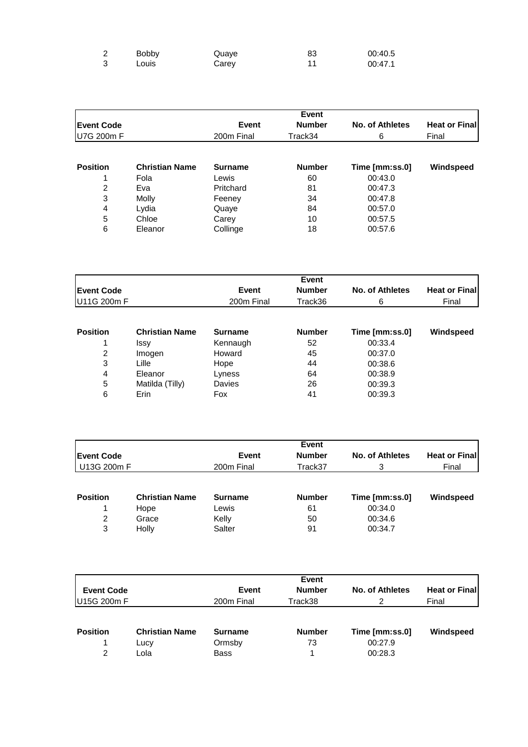| | | | | |
|---|---|---|---|---|
| 2 | Bobby | Quaye | 83 | 00:40.5 |
| 3 | Louis | Carey | 11 | 00:47.1 |

| Event Code | | Event | Event Number | No. of Athletes | Heat or Final |
|---|---|---|---|---|---|
| U7G 200m F | | 200m Final | Track34 | 6 | Final |

| Position | Christian Name | Surname | Number | Time [mm:ss.0] | Windspeed |
|---|---|---|---|---|---|
| 1 | Fola | Lewis | 60 | 00:43.0 | |
| 2 | Eva | Pritchard | 81 | 00:47.3 | |
| 3 | Molly | Feeney | 34 | 00:47.8 | |
| 4 | Lydia | Quaye | 84 | 00:57.0 | |
| 5 | Chloe | Carey | 10 | 00:57.5 | |
| 6 | Eleanor | Collinge | 18 | 00:57.6 | |

| Event Code | | Event | Event Number | No. of Athletes | Heat or Final |
|---|---|---|---|---|---|
| U11G 200m F | | 200m Final | Track36 | 6 | Final |

| Position | Christian Name | Surname | Number | Time [mm:ss.0] | Windspeed |
|---|---|---|---|---|---|
| 1 | Issy | Kennaugh | 52 | 00:33.4 | |
| 2 | Imogen | Howard | 45 | 00:37.0 | |
| 3 | Lille | Hope | 44 | 00:38.6 | |
| 4 | Eleanor | Lyness | 64 | 00:38.9 | |
| 5 | Matilda (Tilly) | Davies | 26 | 00:39.3 | |
| 6 | Erin | Fox | 41 | 00:39.3 | |

| Event Code | | Event | Event Number | No. of Athletes | Heat or Final |
|---|---|---|---|---|---|
| U13G 200m F | | 200m Final | Track37 | 3 | Final |

| Position | Christian Name | Surname | Number | Time [mm:ss.0] | Windspeed |
|---|---|---|---|---|---|
| 1 | Hope | Lewis | 61 | 00:34.0 | |
| 2 | Grace | Kelly | 50 | 00:34.6 | |
| 3 | Holly | Salter | 91 | 00:34.7 | |

| Event Code | | Event | Event Number | No. of Athletes | Heat or Final |
|---|---|---|---|---|---|
| U15G 200m F | | 200m Final | Track38 | 2 | Final |

| Position | Christian Name | Surname | Number | Time [mm:ss.0] | Windspeed |
|---|---|---|---|---|---|
| 1 | Lucy | Ormsby | 73 | 00:27.9 | |
| 2 | Lola | Bass | 1 | 00:28.3 | |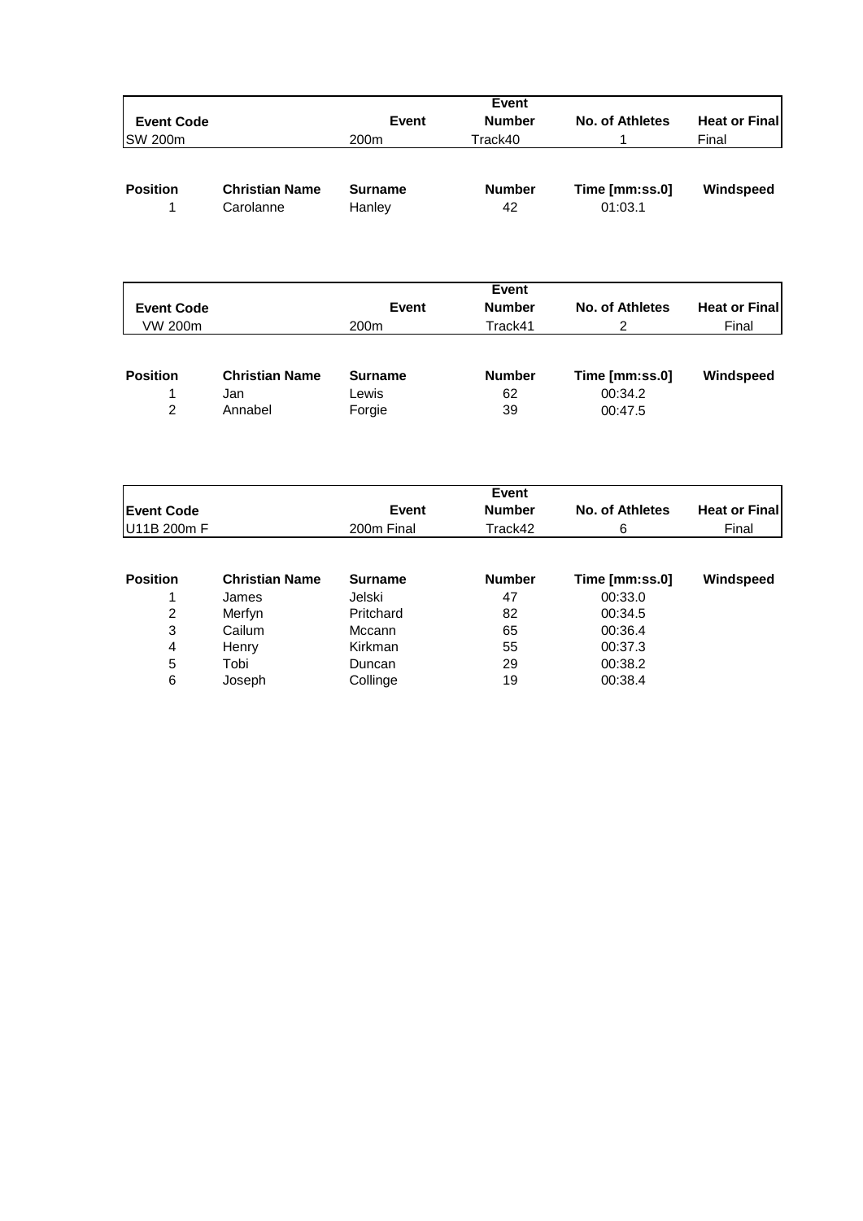| Event Code | | Event | Event Number | No. of Athletes | Heat or Final |
|---|---|---|---|---|---|
| SW 200m | | 200m | Track40 | 1 | Final |

| Position | Christian Name | Surname | Number | Time [mm:ss.0] | Windspeed |
|---|---|---|---|---|---|
| 1 | Carolanne | Hanley | 42 | 01:03.1 | |

| Event Code | | Event | Event Number | No. of Athletes | Heat or Final |
|---|---|---|---|---|---|
| VW 200m | | 200m | Track41 | 2 | Final |

| Position | Christian Name | Surname | Number | Time [mm:ss.0] | Windspeed |
|---|---|---|---|---|---|
| 1 | Jan | Lewis | 62 | 00:34.2 | |
| 2 | Annabel | Forgie | 39 | 00:47.5 | |

| Event Code | | Event | Event Number | No. of Athletes | Heat or Final |
|---|---|---|---|---|---|
| U11B 200m F | | 200m Final | Track42 | 6 | Final |

| Position | Christian Name | Surname | Number | Time [mm:ss.0] | Windspeed |
|---|---|---|---|---|---|
| 1 | James | Jelski | 47 | 00:33.0 | |
| 2 | Merfyn | Pritchard | 82 | 00:34.5 | |
| 3 | Cailum | Mccann | 65 | 00:36.4 | |
| 4 | Henry | Kirkman | 55 | 00:37.3 | |
| 5 | Tobi | Duncan | 29 | 00:38.2 | |
| 6 | Joseph | Collinge | 19 | 00:38.4 | |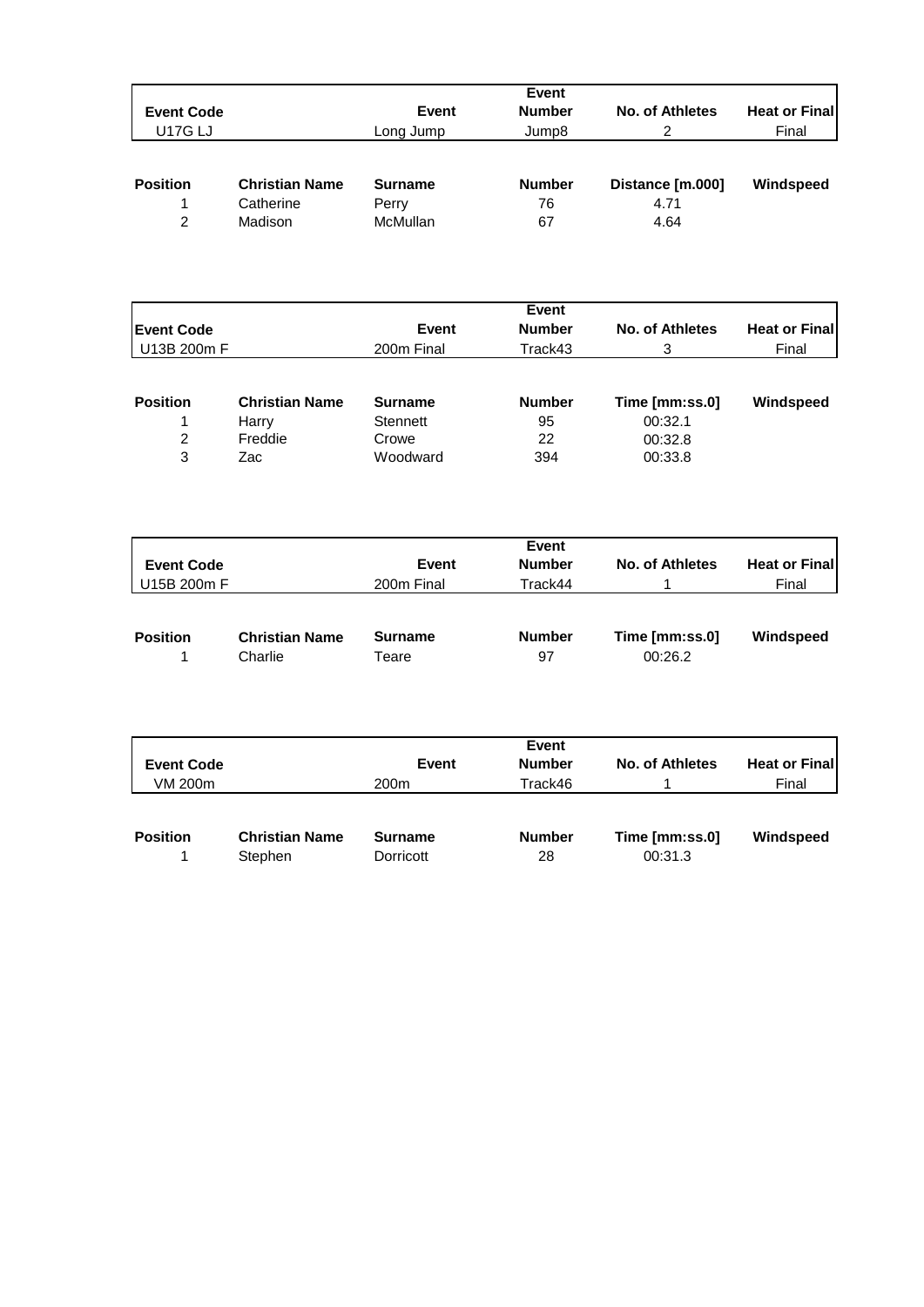| Event Code | Event | Event Number | No. of Athletes | Heat or Final |
|---|---|---|---|---|
| U17G LJ | Long Jump | Jump8 | 2 | Final |

| Position | Christian Name | Surname | Number | Distance [m.000] | Windspeed |
|---|---|---|---|---|---|
| 1 | Catherine | Perry | 76 | 4.71 | |
| 2 | Madison | McMullan | 67 | 4.64 | |

| Event Code | Event | Event Number | No. of Athletes | Heat or Final |
|---|---|---|---|---|
| U13B 200m F | 200m Final | Track43 | 3 | Final |

| Position | Christian Name | Surname | Number | Time [mm:ss.0] | Windspeed |
|---|---|---|---|---|---|
| 1 | Harry | Stennett | 95 | 00:32.1 | |
| 2 | Freddie | Crowe | 22 | 00:32.8 | |
| 3 | Zac | Woodward | 394 | 00:33.8 | |

| Event Code | Event | Event Number | No. of Athletes | Heat or Final |
|---|---|---|---|---|
| U15B 200m F | 200m Final | Track44 | 1 | Final |

| Position | Christian Name | Surname | Number | Time [mm:ss.0] | Windspeed |
|---|---|---|---|---|---|
| 1 | Charlie | Teare | 97 | 00:26.2 | |

| Event Code | Event | Event Number | No. of Athletes | Heat or Final |
|---|---|---|---|---|
| VM 200m | 200m | Track46 | 1 | Final |

| Position | Christian Name | Surname | Number | Time [mm:ss.0] | Windspeed |
|---|---|---|---|---|---|
| 1 | Stephen | Dorricott | 28 | 00:31.3 | |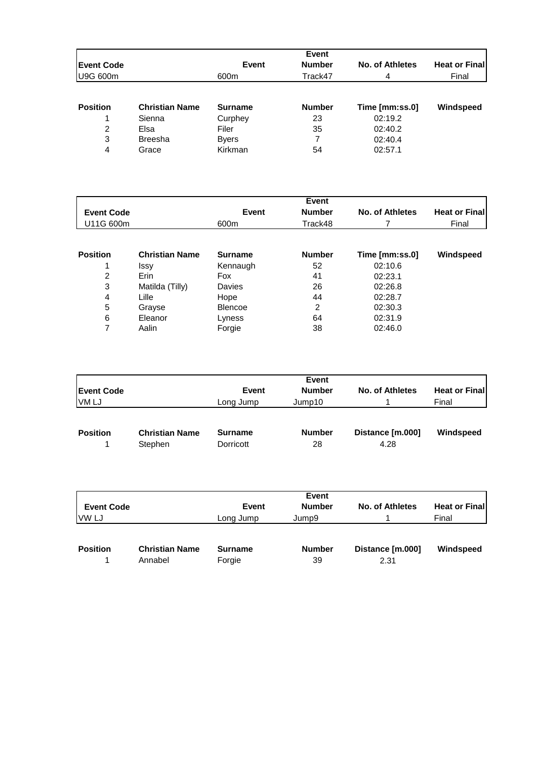| Event Code | | Event | Event Number | No. of Athletes | Heat or Final |
|---|---|---|---|---|---|
| U9G 600m | | 600m | Track47 | 4 | Final |

| Position | Christian Name | Surname | Number | Time [mm:ss.0] | Windspeed |
|---|---|---|---|---|---|
| 1 | Sienna | Curphey | 23 | 02:19.2 | |
| 2 | Elsa | Filer | 35 | 02:40.2 | |
| 3 | Breesha | Byers | 7 | 02:40.4 | |
| 4 | Grace | Kirkman | 54 | 02:57.1 | |

| Event Code | | Event | Event Number | No. of Athletes | Heat or Final |
|---|---|---|---|---|---|
| U11G 600m | | 600m | Track48 | 7 | Final |

| Position | Christian Name | Surname | Number | Time [mm:ss.0] | Windspeed |
|---|---|---|---|---|---|
| 1 | Issy | Kennaugh | 52 | 02:10.6 | |
| 2 | Erin | Fox | 41 | 02:23.1 | |
| 3 | Matilda (Tilly) | Davies | 26 | 02:26.8 | |
| 4 | Lille | Hope | 44 | 02:28.7 | |
| 5 | Grayse | Blencoe | 2 | 02:30.3 | |
| 6 | Eleanor | Lyness | 64 | 02:31.9 | |
| 7 | Aalin | Forgie | 38 | 02:46.0 | |

| Event Code | | Event | Event Number | No. of Athletes | Heat or Final |
|---|---|---|---|---|---|
| VM LJ | | Long Jump | Jump10 | 1 | Final |

| Position | Christian Name | Surname | Number | Distance [m.000] | Windspeed |
|---|---|---|---|---|---|
| 1 | Stephen | Dorricott | 28 | 4.28 | |

| Event Code | | Event | Event Number | No. of Athletes | Heat or Final |
|---|---|---|---|---|---|
| VW LJ | | Long Jump | Jump9 | 1 | Final |

| Position | Christian Name | Surname | Number | Distance [m.000] | Windspeed |
|---|---|---|---|---|---|
| 1 | Annabel | Forgie | 39 | 2.31 | |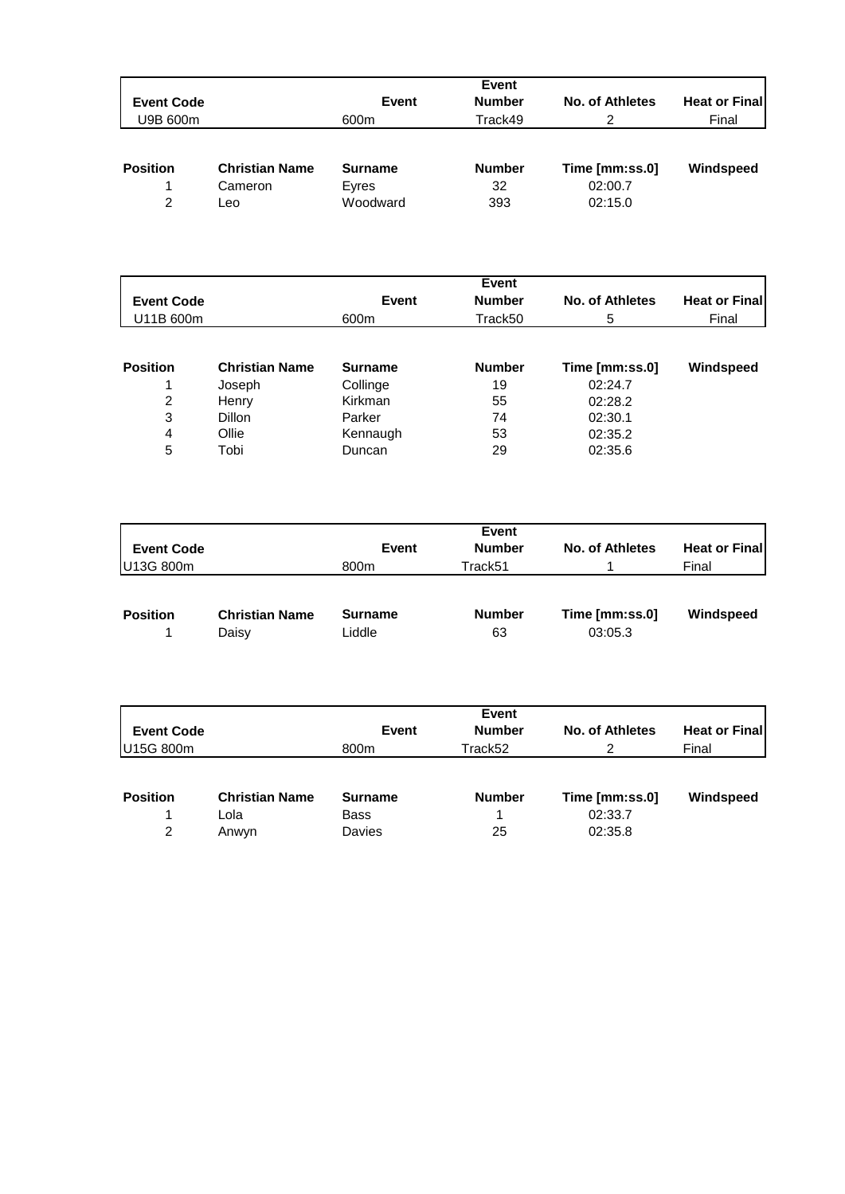| Event Code | Event | Event Number | No. of Athletes | Heat or Final |
|---|---|---|---|---|
| U9B 600m | 600m | Track49 | 2 | Final |

| Position | Christian Name | Surname | Number | Time [mm:ss.0] | Windspeed |
|---|---|---|---|---|---|
| 1 | Cameron | Eyres | 32 | 02:00.7 | |
| 2 | Leo | Woodward | 393 | 02:15.0 | |

| Event Code | Event | Event Number | No. of Athletes | Heat or Final |
|---|---|---|---|---|
| U11B 600m | 600m | Track50 | 5 | Final |

| Position | Christian Name | Surname | Number | Time [mm:ss.0] | Windspeed |
|---|---|---|---|---|---|
| 1 | Joseph | Collinge | 19 | 02:24.7 | |
| 2 | Henry | Kirkman | 55 | 02:28.2 | |
| 3 | Dillon | Parker | 74 | 02:30.1 | |
| 4 | Ollie | Kennaugh | 53 | 02:35.2 | |
| 5 | Tobi | Duncan | 29 | 02:35.6 | |

| Event Code | Event | Event Number | No. of Athletes | Heat or Final |
|---|---|---|---|---|
| U13G 800m | 800m | Track51 | 1 | Final |

| Position | Christian Name | Surname | Number | Time [mm:ss.0] | Windspeed |
|---|---|---|---|---|---|
| 1 | Daisy | Liddle | 63 | 03:05.3 | |

| Event Code | Event | Event Number | No. of Athletes | Heat or Final |
|---|---|---|---|---|
| U15G 800m | 800m | Track52 | 2 | Final |

| Position | Christian Name | Surname | Number | Time [mm:ss.0] | Windspeed |
|---|---|---|---|---|---|
| 1 | Lola | Bass | 1 | 02:33.7 | |
| 2 | Anwyn | Davies | 25 | 02:35.8 | |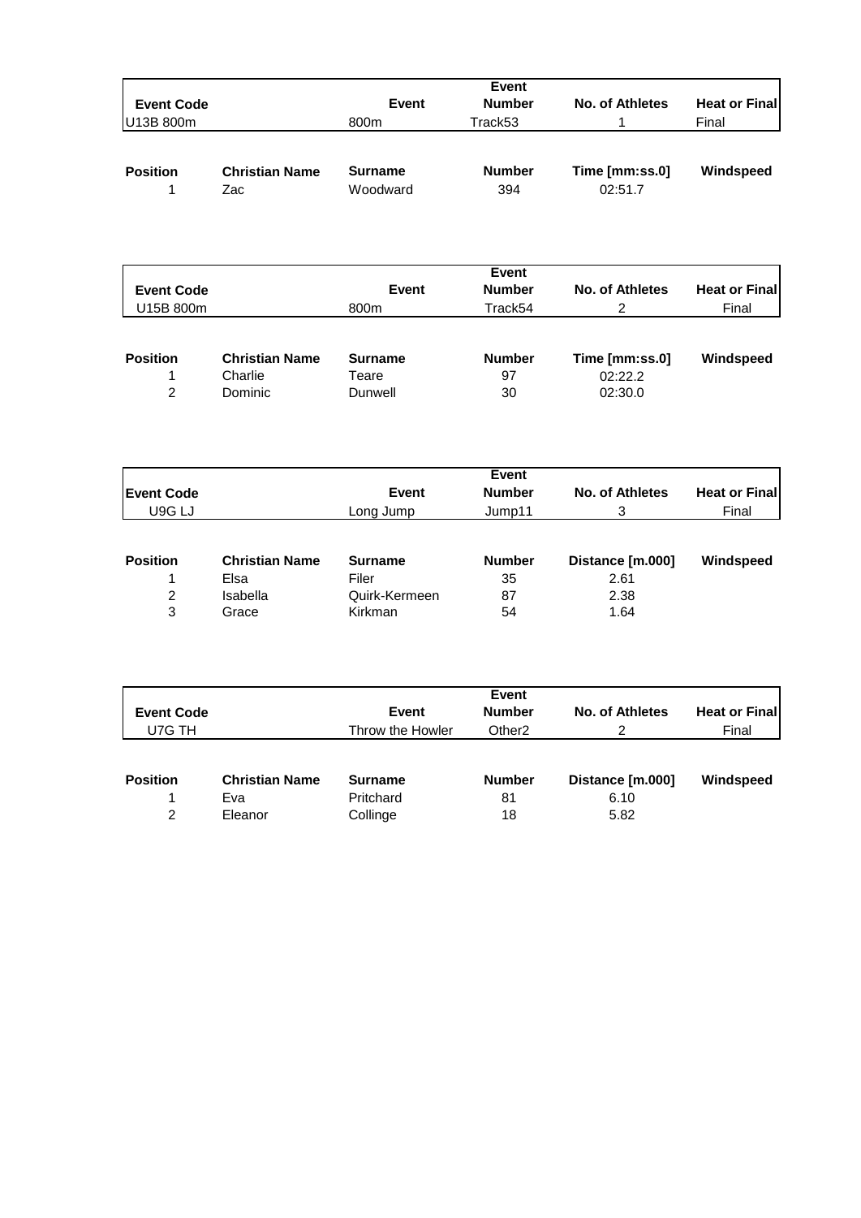| Event Code | | Event | Event Number | No. of Athletes | Heat or Final |
|---|---|---|---|---|---|
| U13B 800m | | 800m | Track53 | 1 | Final |

| Position | Christian Name | Surname | Number | Time [mm:ss.0] | Windspeed |
|---|---|---|---|---|---|
| 1 | Zac | Woodward | 394 | 02:51.7 | |

| Event Code | | Event | Event Number | No. of Athletes | Heat or Final |
|---|---|---|---|---|---|
| U15B 800m | | 800m | Track54 | 2 | Final |

| Position | Christian Name | Surname | Number | Time [mm:ss.0] | Windspeed |
|---|---|---|---|---|---|
| 1 | Charlie | Teare | 97 | 02:22.2 | |
| 2 | Dominic | Dunwell | 30 | 02:30.0 | |

| Event Code | | Event | Event Number | No. of Athletes | Heat or Final |
|---|---|---|---|---|---|
| U9G LJ | | Long Jump | Jump11 | 3 | Final |

| Position | Christian Name | Surname | Number | Distance [m.000] | Windspeed |
|---|---|---|---|---|---|
| 1 | Elsa | Filer | 35 | 2.61 | |
| 2 | Isabella | Quirk-Kermeen | 87 | 2.38 | |
| 3 | Grace | Kirkman | 54 | 1.64 | |

| Event Code | | Event | Event Number | No. of Athletes | Heat or Final |
|---|---|---|---|---|---|
| U7G TH | | Throw the Howler | Other2 | 2 | Final |

| Position | Christian Name | Surname | Number | Distance [m.000] | Windspeed |
|---|---|---|---|---|---|
| 1 | Eva | Pritchard | 81 | 6.10 | |
| 2 | Eleanor | Collinge | 18 | 5.82 | |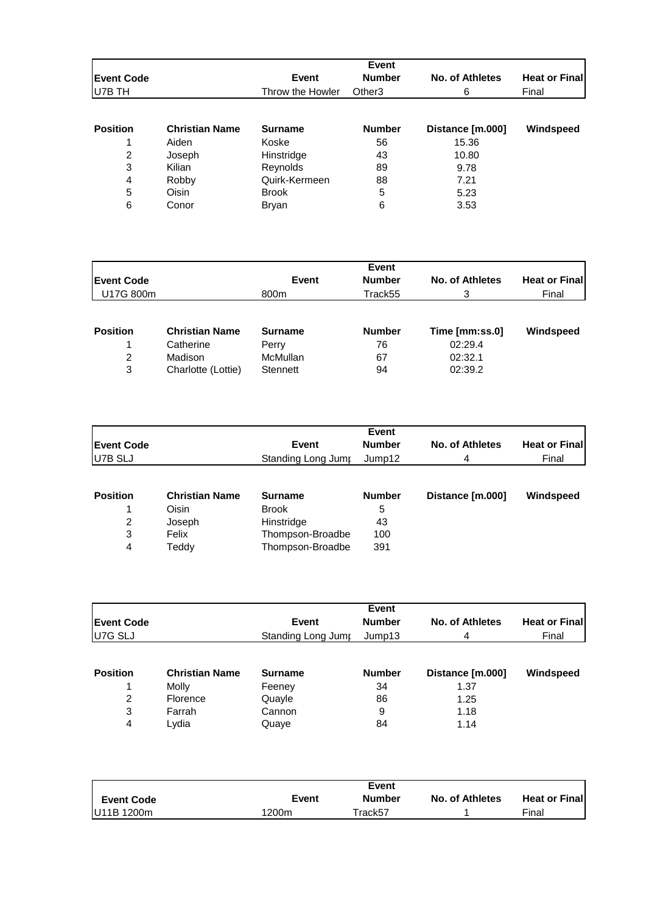| Event Code | Event | Event Number | No. of Athletes | Heat or Final |
|---|---|---|---|---|
| U7B TH | Throw the Howler | Other3 | 6 | Final |

| Position | Christian Name | Surname | Number | Distance [m.000] | Windspeed |
|---|---|---|---|---|---|
| 1 | Aiden | Koske | 56 | 15.36 | |
| 2 | Joseph | Hinstridge | 43 | 10.80 | |
| 3 | Kilian | Reynolds | 89 | 9.78 | |
| 4 | Robby | Quirk-Kermeen | 88 | 7.21 | |
| 5 | Oisin | Brook | 5 | 5.23 | |
| 6 | Conor | Bryan | 6 | 3.53 | |

| Event Code | Event | Event Number | No. of Athletes | Heat or Final |
|---|---|---|---|---|
| U17G 800m | 800m | Track55 | 3 | Final |

| Position | Christian Name | Surname | Number | Time [mm:ss.0] | Windspeed |
|---|---|---|---|---|---|
| 1 | Catherine | Perry | 76 | 02:29.4 | |
| 2 | Madison | McMullan | 67 | 02:32.1 | |
| 3 | Charlotte (Lottie) | Stennett | 94 | 02:39.2 | |

| Event Code | Event | Event Number | No. of Athletes | Heat or Final |
|---|---|---|---|---|
| U7B SLJ | Standing Long Jump | Jump12 | 4 | Final |

| Position | Christian Name | Surname | Number | Distance [m.000] | Windspeed |
|---|---|---|---|---|---|
| 1 | Oisin | Brook | 5 | | |
| 2 | Joseph | Hinstridge | 43 | | |
| 3 | Felix | Thompson-Broadbe | 100 | | |
| 4 | Teddy | Thompson-Broadbe | 391 | | |

| Event Code | Event | Event Number | No. of Athletes | Heat or Final |
|---|---|---|---|---|
| U7G SLJ | Standing Long Jump | Jump13 | 4 | Final |

| Position | Christian Name | Surname | Number | Distance [m.000] | Windspeed |
|---|---|---|---|---|---|
| 1 | Molly | Feeney | 34 | 1.37 | |
| 2 | Florence | Quayle | 86 | 1.25 | |
| 3 | Farrah | Cannon | 9 | 1.18 | |
| 4 | Lydia | Quaye | 84 | 1.14 | |

| Event Code | Event | Event Number | No. of Athletes | Heat or Final |
|---|---|---|---|---|
| U11B 1200m | 1200m | Track57 | 1 | Final |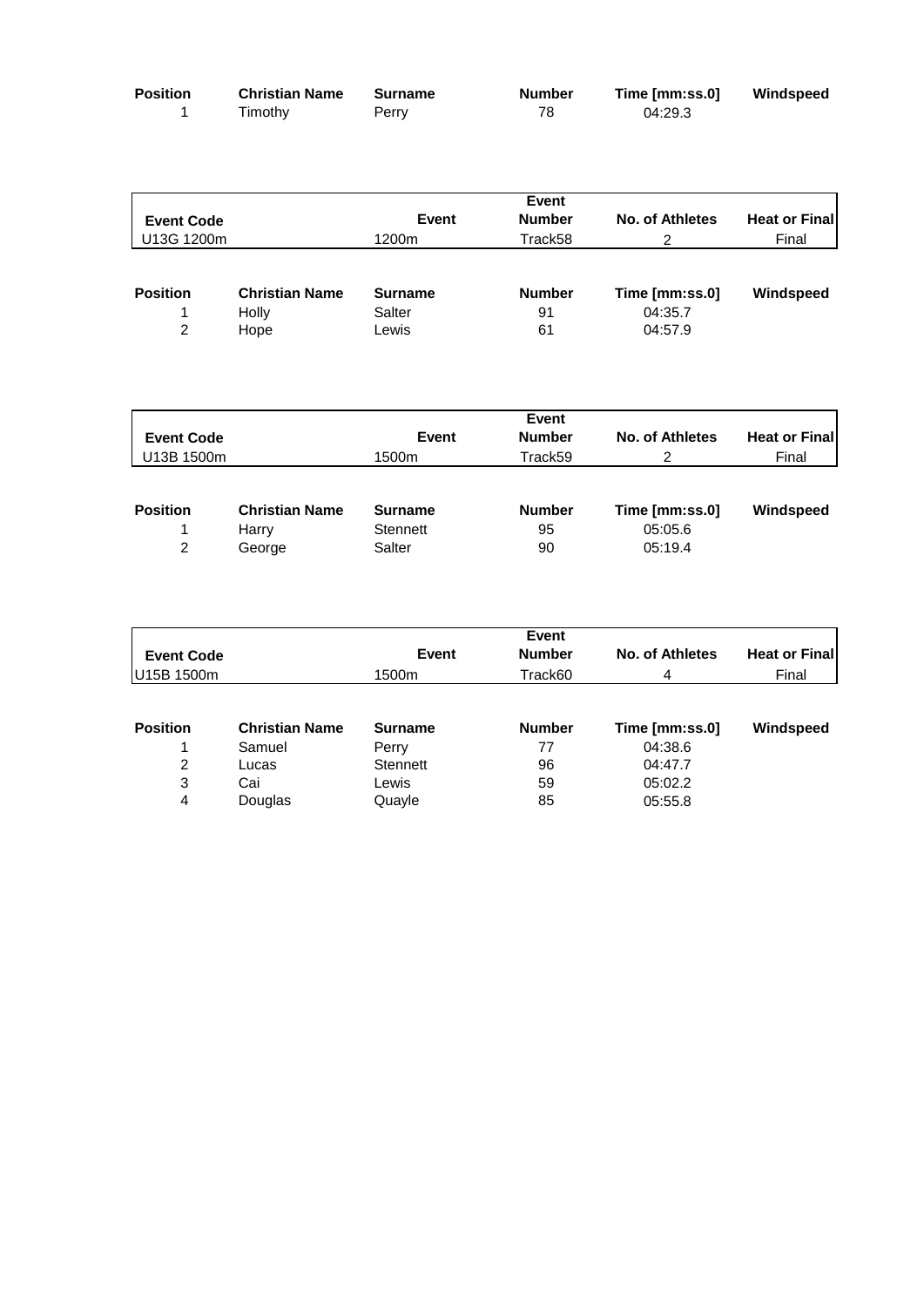| Position | Christian Name | Surname | Number | Time [mm:ss.0] | Windspeed |
|---|---|---|---|---|---|
| 1 | Timothy | Perry | 78 | 04:29.3 | |

| Event Code | Event | Event Number | No. of Athletes | Heat or Final |
|---|---|---|---|---|
| U13G 1200m | 1200m | Track58 | 2 | Final |

| Position | Christian Name | Surname | Number | Time [mm:ss.0] | Windspeed |
|---|---|---|---|---|---|
| 1 | Holly | Salter | 91 | 04:35.7 | |
| 2 | Hope | Lewis | 61 | 04:57.9 | |

| Event Code | Event | Event Number | No. of Athletes | Heat or Final |
|---|---|---|---|---|
| U13B 1500m | 1500m | Track59 | 2 | Final |

| Position | Christian Name | Surname | Number | Time [mm:ss.0] | Windspeed |
|---|---|---|---|---|---|
| 1 | Harry | Stennett | 95 | 05:05.6 | |
| 2 | George | Salter | 90 | 05:19.4 | |

| Event Code | Event | Event Number | No. of Athletes | Heat or Final |
|---|---|---|---|---|
| U15B 1500m | 1500m | Track60 | 4 | Final |

| Position | Christian Name | Surname | Number | Time [mm:ss.0] | Windspeed |
|---|---|---|---|---|---|
| 1 | Samuel | Perry | 77 | 04:38.6 | |
| 2 | Lucas | Stennett | 96 | 04:47.7 | |
| 3 | Cai | Lewis | 59 | 05:02.2 | |
| 4 | Douglas | Quayle | 85 | 05:55.8 | |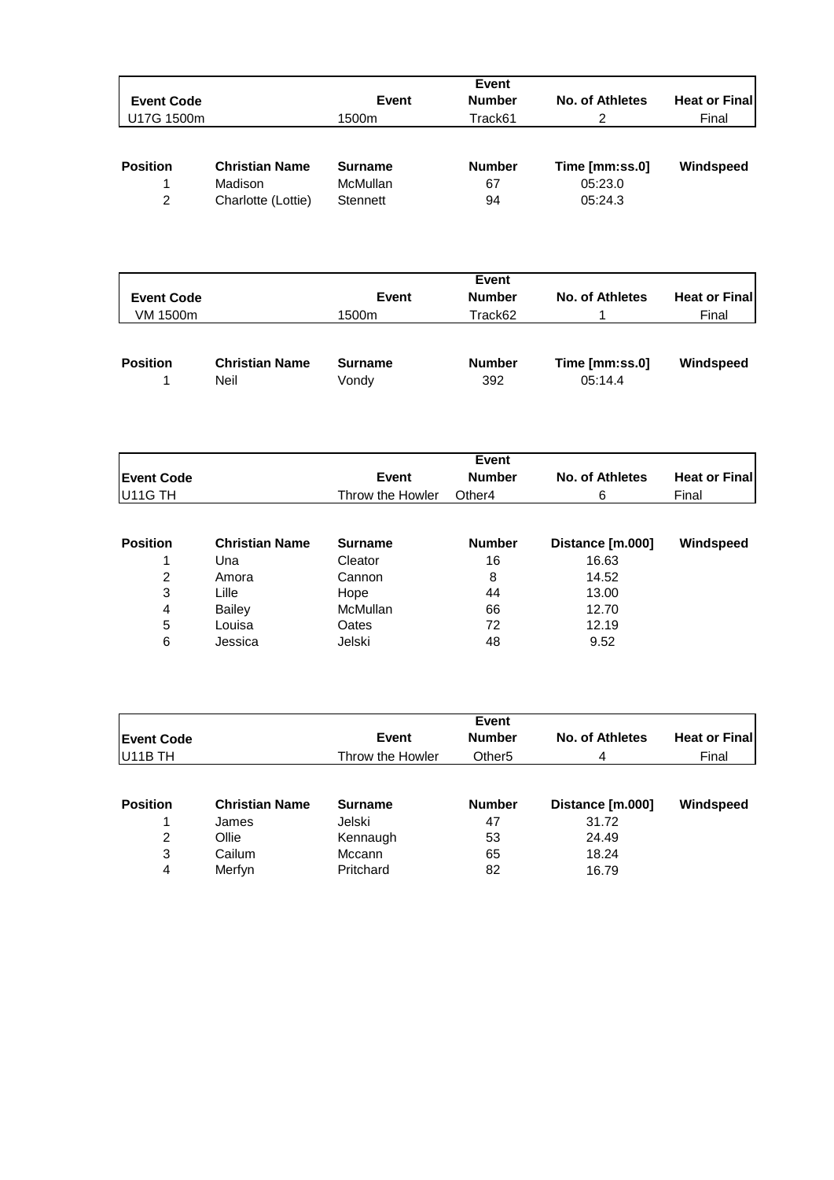| Event Code | | Event | Event Number | No. of Athletes | Heat or Final |
|---|---|---|---|---|---|
| U17G 1500m | | 1500m | Track61 | 2 | Final |

| Position | Christian Name | Surname | Number | Time [mm:ss.0] | Windspeed |
|---|---|---|---|---|---|
| 1 | Madison | McMullan | 67 | 05:23.0 | |
| 2 | Charlotte (Lottie) | Stennett | 94 | 05:24.3 | |

| Event Code | | Event | Event Number | No. of Athletes | Heat or Final |
|---|---|---|---|---|---|
| VM 1500m | | 1500m | Track62 | 1 | Final |

| Position | Christian Name | Surname | Number | Time [mm:ss.0] | Windspeed |
|---|---|---|---|---|---|
| 1 | Neil | Vondy | 392 | 05:14.4 | |

| Event Code | | Event | Event Number | No. of Athletes | Heat or Final |
|---|---|---|---|---|---|
| U11G TH | | Throw the Howler | Other4 | 6 | Final |

| Position | Christian Name | Surname | Number | Distance [m.000] | Windspeed |
|---|---|---|---|---|---|
| 1 | Una | Cleator | 16 | 16.63 | |
| 2 | Amora | Cannon | 8 | 14.52 | |
| 3 | Lille | Hope | 44 | 13.00 | |
| 4 | Bailey | McMullan | 66 | 12.70 | |
| 5 | Louisa | Oates | 72 | 12.19 | |
| 6 | Jessica | Jelski | 48 | 9.52 | |

| Event Code | | Event | Event Number | No. of Athletes | Heat or Final |
|---|---|---|---|---|---|
| U11B TH | | Throw the Howler | Other5 | 4 | Final |

| Position | Christian Name | Surname | Number | Distance [m.000] | Windspeed |
|---|---|---|---|---|---|
| 1 | James | Jelski | 47 | 31.72 | |
| 2 | Ollie | Kennaugh | 53 | 24.49 | |
| 3 | Cailum | Mccann | 65 | 18.24 | |
| 4 | Merfyn | Pritchard | 82 | 16.79 | |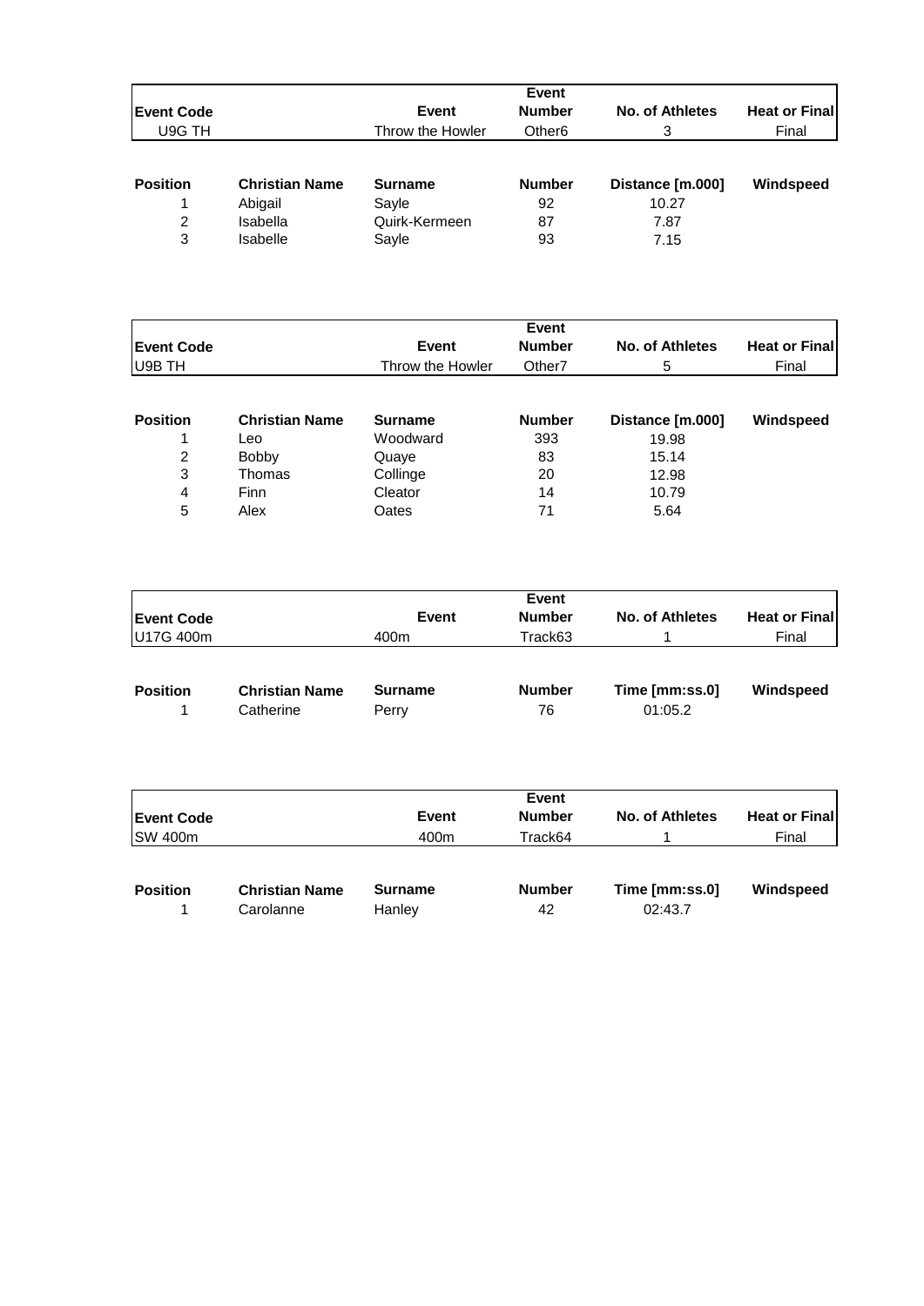| Event Code | | Event | Event Number | No. of Athletes | Heat or Final |
|---|---|---|---|---|---|
| U9G TH | | Throw the Howler | Other6 | 3 | Final |

| Position | Christian Name | Surname | Number | Distance [m.000] | Windspeed |
|---|---|---|---|---|---|
| 1 | Abigail | Sayle | 92 | 10.27 | |
| 2 | Isabella | Quirk-Kermeen | 87 | 7.87 | |
| 3 | Isabelle | Sayle | 93 | 7.15 | |

| Event Code | | Event | Event Number | No. of Athletes | Heat or Final |
|---|---|---|---|---|---|
| U9B TH | | Throw the Howler | Other7 | 5 | Final |

| Position | Christian Name | Surname | Number | Distance [m.000] | Windspeed |
|---|---|---|---|---|---|
| 1 | Leo | Woodward | 393 | 19.98 | |
| 2 | Bobby | Quaye | 83 | 15.14 | |
| 3 | Thomas | Collinge | 20 | 12.98 | |
| 4 | Finn | Cleator | 14 | 10.79 | |
| 5 | Alex | Oates | 71 | 5.64 | |

| Event Code | | Event | Event Number | No. of Athletes | Heat or Final |
|---|---|---|---|---|---|
| U17G 400m | | 400m | Track63 | 1 | Final |

| Position | Christian Name | Surname | Number | Time [mm:ss.0] | Windspeed |
|---|---|---|---|---|---|
| 1 | Catherine | Perry | 76 | 01:05.2 | |

| Event Code | | Event | Event Number | No. of Athletes | Heat or Final |
|---|---|---|---|---|---|
| SW 400m | | 400m | Track64 | 1 | Final |

| Position | Christian Name | Surname | Number | Time [mm:ss.0] | Windspeed |
|---|---|---|---|---|---|
| 1 | Carolanne | Hanley | 42 | 02:43.7 | |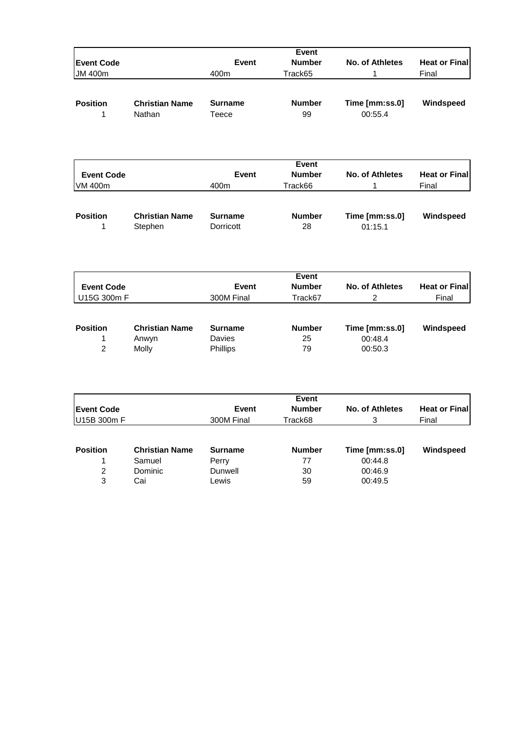| Event Code | | Event | Event Number | No. of Athletes | Heat or Final |
|---|---|---|---|---|---|
| JM 400m | | 400m | Track65 | 1 | Final |

| Position | Christian Name | Surname | Number | Time [mm:ss.0] | Windspeed |
|---|---|---|---|---|---|
| 1 | Nathan | Teece | 99 | 00:55.4 | |

| Event Code | | Event | Event Number | No. of Athletes | Heat or Final |
|---|---|---|---|---|---|
| VM 400m | | 400m | Track66 | 1 | Final |

| Position | Christian Name | Surname | Number | Time [mm:ss.0] | Windspeed |
|---|---|---|---|---|---|
| 1 | Stephen | Dorricott | 28 | 01:15.1 | |

| Event Code | | Event | Event Number | No. of Athletes | Heat or Final |
|---|---|---|---|---|---|
| U15G 300m F | | 300M Final | Track67 | 2 | Final |

| Position | Christian Name | Surname | Number | Time [mm:ss.0] | Windspeed |
|---|---|---|---|---|---|
| 1 | Anwyn | Davies | 25 | 00:48.4 | |
| 2 | Molly | Phillips | 79 | 00:50.3 | |

| Event Code | | Event | Event Number | No. of Athletes | Heat or Final |
|---|---|---|---|---|---|
| U15B 300m F | | 300M Final | Track68 | 3 | Final |

| Position | Christian Name | Surname | Number | Time [mm:ss.0] | Windspeed |
|---|---|---|---|---|---|
| 1 | Samuel | Perry | 77 | 00:44.8 | |
| 2 | Dominic | Dunwell | 30 | 00:46.9 | |
| 3 | Cai | Lewis | 59 | 00:49.5 | |